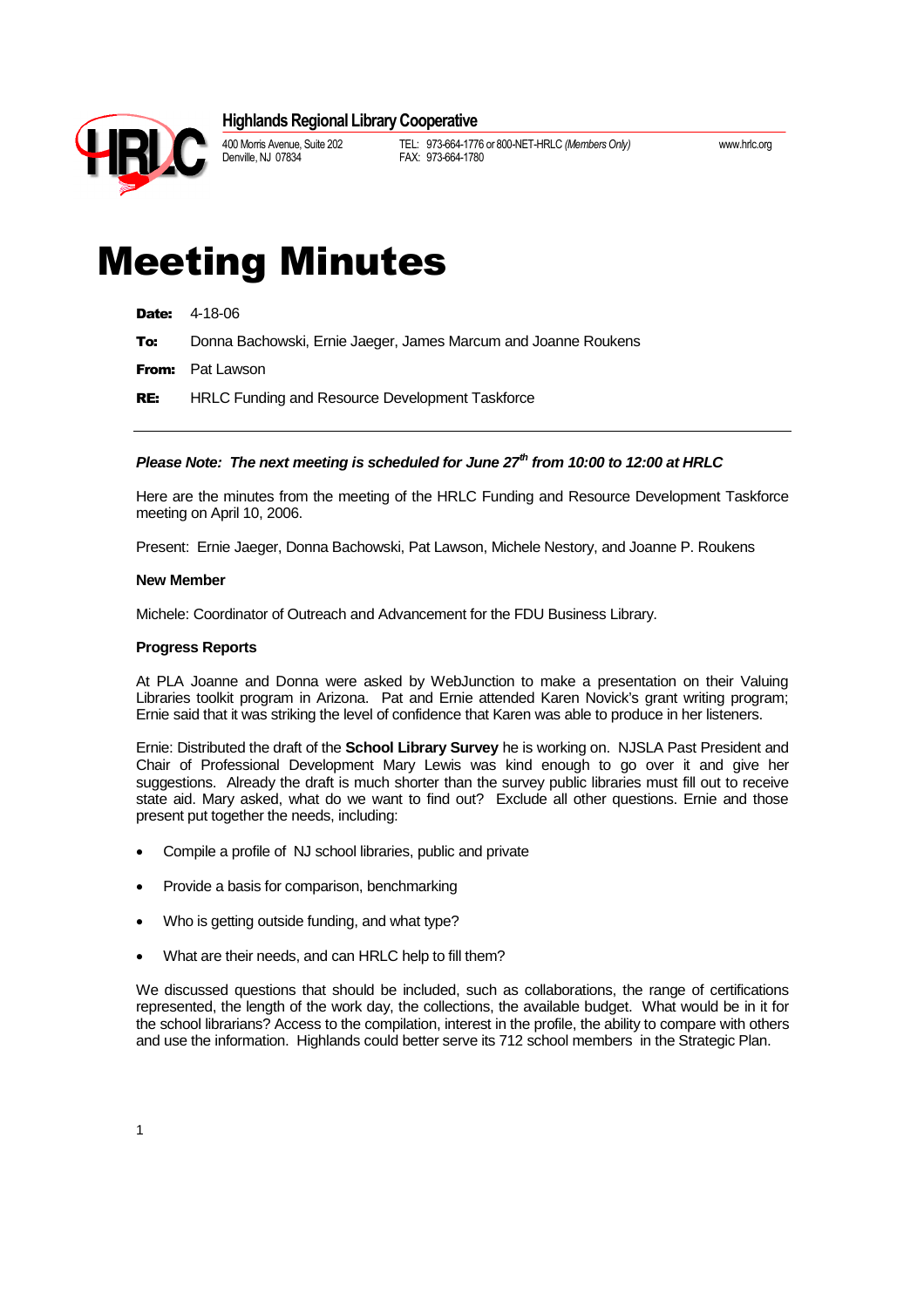**Highlands Regional Library Cooperative**

400 Morris Avenue, Suite 202
Denville, NJ 07834

TEL: 973-664-1776 or 800-NET-HRLC *(Members Only)*
FAX: 973-664-1780

www.hrlc.org

# Meeting Minutes

**Date:** 4-18-06

**To:** Donna Bachowski, Ernie Jaeger, James Marcum and Joanne Roukens

**From:** Pat Lawson

**RE:** HRLC Funding and Resource Development Taskforce

---

***Please Note: The next meeting is scheduled for June 27th from 10:00 to 12:00 at HRLC***

Here are the minutes from the meeting of the HRLC Funding and Resource Development Taskforce meeting on April 10, 2006.

Present: Ernie Jaeger, Donna Bachowski, Pat Lawson, Michele Nestory, and Joanne P. Roukens

**New Member**

Michele: Coordinator of Outreach and Advancement for the FDU Business Library.

**Progress Reports**

At PLA Joanne and Donna were asked by WebJunction to make a presentation on their Valuing Libraries toolkit program in Arizona. Pat and Ernie attended Karen Novick's grant writing program; Ernie said that it was striking the level of confidence that Karen was able to produce in her listeners.

Ernie: Distributed the draft of the **School Library Survey** he is working on. NJSLA Past President and Chair of Professional Development Mary Lewis was kind enough to go over it and give her suggestions. Already the draft is much shorter than the survey public libraries must fill out to receive state aid. Mary asked, what do we want to find out? Exclude all other questions. Ernie and those present put together the needs, including:

- Compile a profile of NJ school libraries, public and private
- Provide a basis for comparison, benchmarking
- Who is getting outside funding, and what type?
- What are their needs, and can HRLC help to fill them?

We discussed questions that should be included, such as collaborations, the range of certifications represented, the length of the work day, the collections, the available budget. What would be in it for the school librarians? Access to the compilation, interest in the profile, the ability to compare with others and use the information. Highlands could better serve its 712 school members in the Strategic Plan.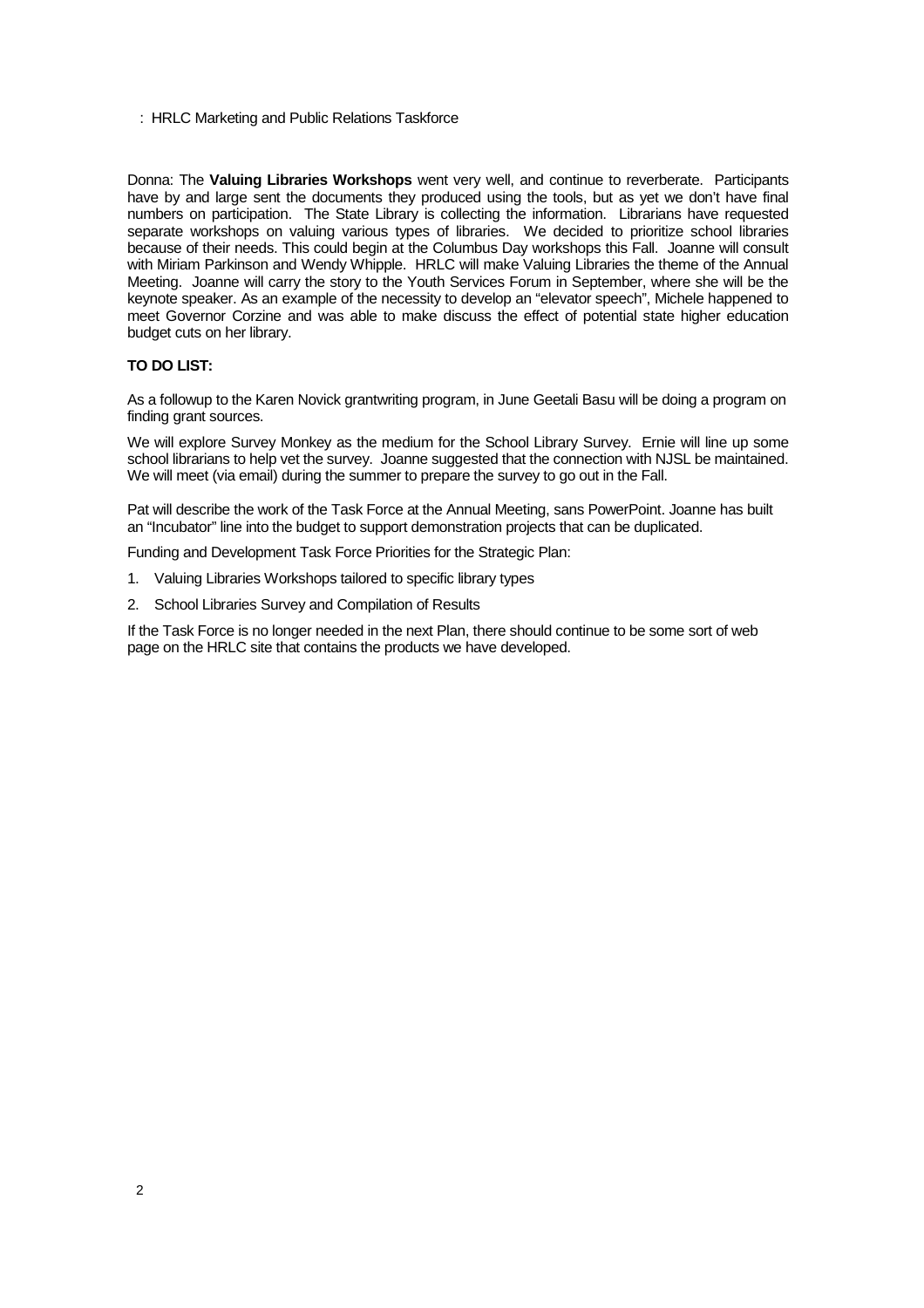: HRLC Marketing and Public Relations Taskforce

Donna: The **Valuing Libraries Workshops** went very well, and continue to reverberate. Participants have by and large sent the documents they produced using the tools, but as yet we don't have final numbers on participation. The State Library is collecting the information. Librarians have requested separate workshops on valuing various types of libraries. We decided to prioritize school libraries because of their needs. This could begin at the Columbus Day workshops this Fall. Joanne will consult with Miriam Parkinson and Wendy Whipple. HRLC will make Valuing Libraries the theme of the Annual Meeting. Joanne will carry the story to the Youth Services Forum in September, where she will be the keynote speaker. As an example of the necessity to develop an "elevator speech", Michele happened to meet Governor Corzine and was able to make discuss the effect of potential state higher education budget cuts on her library.

**TO DO LIST:**

As a followup to the Karen Novick grantwriting program, in June Geetali Basu will be doing a program on finding grant sources.

We will explore Survey Monkey as the medium for the School Library Survey. Ernie will line up some school librarians to help vet the survey. Joanne suggested that the connection with NJSL be maintained. We will meet (via email) during the summer to prepare the survey to go out in the Fall.

Pat will describe the work of the Task Force at the Annual Meeting, sans PowerPoint. Joanne has built an "Incubator" line into the budget to support demonstration projects that can be duplicated.

Funding and Development Task Force Priorities for the Strategic Plan:

1. Valuing Libraries Workshops tailored to specific library types
2. School Libraries Survey and Compilation of Results

If the Task Force is no longer needed in the next Plan, there should continue to be some sort of web page on the HRLC site that contains the products we have developed.